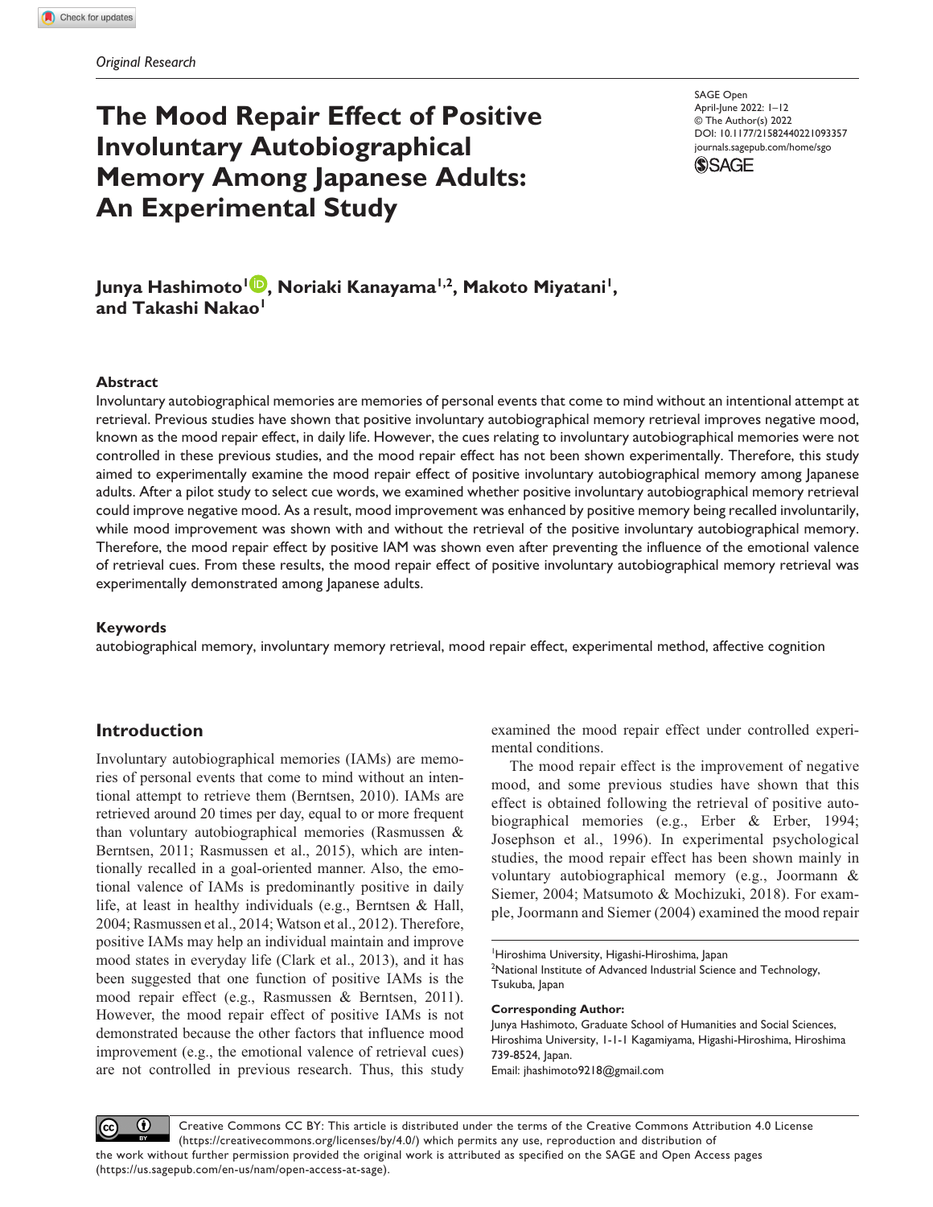*Original Research*

# The Mood Repair Effect of Positive Involuntary Autobiographical Memory Among Japanese Adults: An Experimental Study

SAGE Open
April-June 2022: 1–12
© The Author(s) 2022
DOI: 10.1177/21582440221093357
journals.sagepub.com/home/sgo

**Junya Hashimoto[1], Noriaki Kanayama[1,2], Makoto Miyatani[1], and Takashi Nakao[1]**

## Abstract

Involuntary autobiographical memories are memories of personal events that come to mind without an intentional attempt at retrieval. Previous studies have shown that positive involuntary autobiographical memory retrieval improves negative mood, known as the mood repair effect, in daily life. However, the cues relating to involuntary autobiographical memories were not controlled in these previous studies, and the mood repair effect has not been shown experimentally. Therefore, this study aimed to experimentally examine the mood repair effect of positive involuntary autobiographical memory among Japanese adults. After a pilot study to select cue words, we examined whether positive involuntary autobiographical memory retrieval could improve negative mood. As a result, mood improvement was enhanced by positive memory being recalled involuntarily, while mood improvement was shown with and without the retrieval of the positive involuntary autobiographical memory. Therefore, the mood repair effect by positive IAM was shown even after preventing the influence of the emotional valence of retrieval cues. From these results, the mood repair effect of positive involuntary autobiographical memory retrieval was experimentally demonstrated among Japanese adults.

### Keywords

autobiographical memory, involuntary memory retrieval, mood repair effect, experimental method, affective cognition

## Introduction

Involuntary autobiographical memories (IAMs) are memories of personal events that come to mind without an intentional attempt to retrieve them (Berntsen, 2010). IAMs are retrieved around 20 times per day, equal to or more frequent than voluntary autobiographical memories (Rasmussen & Berntsen, 2011; Rasmussen et al., 2015), which are intentionally recalled in a goal-oriented manner. Also, the emotional valence of IAMs is predominantly positive in daily life, at least in healthy individuals (e.g., Berntsen & Hall, 2004; Rasmussen et al., 2014; Watson et al., 2012). Therefore, positive IAMs may help an individual maintain and improve mood states in everyday life (Clark et al., 2013), and it has been suggested that one function of positive IAMs is the mood repair effect (e.g., Rasmussen & Berntsen, 2011). However, the mood repair effect of positive IAMs is not demonstrated because the other factors that influence mood improvement (e.g., the emotional valence of retrieval cues) are not controlled in previous research. Thus, this study examined the mood repair effect under controlled experimental conditions.

The mood repair effect is the improvement of negative mood, and some previous studies have shown that this effect is obtained following the retrieval of positive autobiographical memories (e.g., Erber & Erber, 1994; Josephson et al., 1996). In experimental psychological studies, the mood repair effect has been shown mainly in voluntary autobiographical memory (e.g., Joormann & Siemer, 2004; Matsumoto & Mochizuki, 2018). For example, Joormann and Siemer (2004) examined the mood repair

[1]Hiroshima University, Higashi-Hiroshima, Japan
[2]National Institute of Advanced Industrial Science and Technology, Tsukuba, Japan

**Corresponding Author:**
Junya Hashimoto, Graduate School of Humanities and Social Sciences, Hiroshima University, 1-1-1 Kagamiyama, Higashi-Hiroshima, Hiroshima 739-8524, Japan.
Email: jhashimoto9218@gmail.com

Creative Commons CC BY: This article is distributed under the terms of the Creative Commons Attribution 4.0 License (https://creativecommons.org/licenses/by/4.0/) which permits any use, reproduction and distribution of the work without further permission provided the original work is attributed as specified on the SAGE and Open Access pages (https://us.sagepub.com/en-us/nam/open-access-at-sage).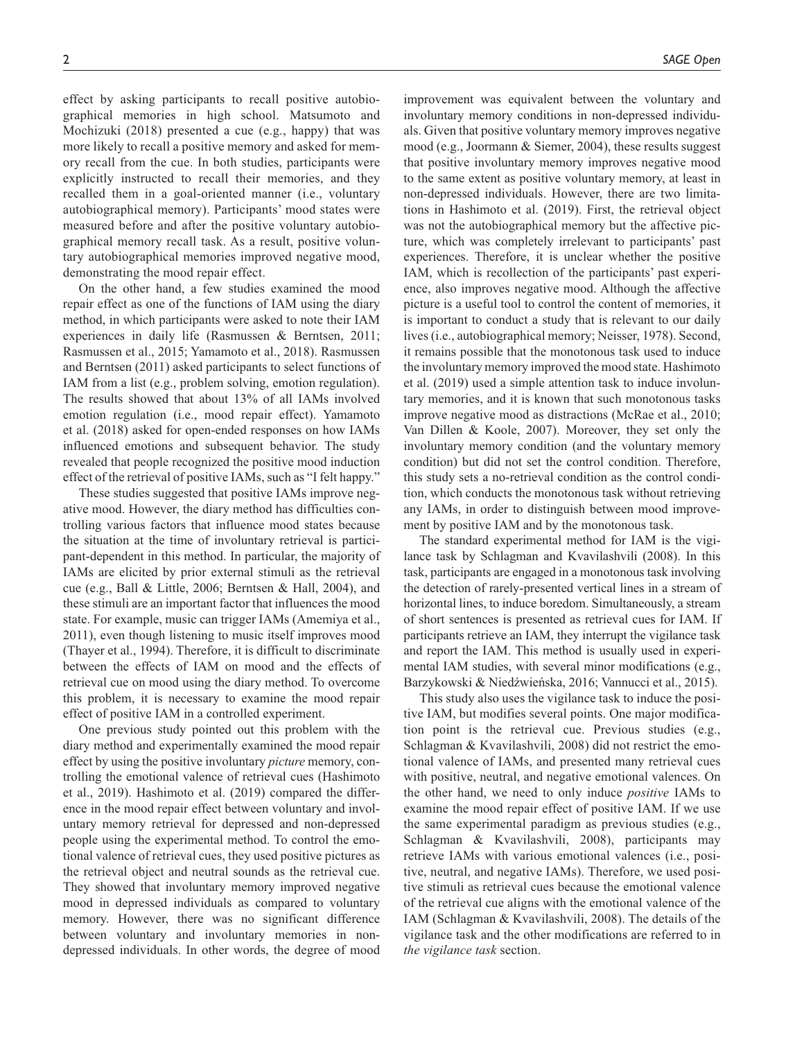effect by asking participants to recall positive autobiographical memories in high school. Matsumoto and Mochizuki (2018) presented a cue (e.g., happy) that was more likely to recall a positive memory and asked for memory recall from the cue. In both studies, participants were explicitly instructed to recall their memories, and they recalled them in a goal-oriented manner (i.e., voluntary autobiographical memory). Participants' mood states were measured before and after the positive voluntary autobiographical memory recall task. As a result, positive voluntary autobiographical memories improved negative mood, demonstrating the mood repair effect.

On the other hand, a few studies examined the mood repair effect as one of the functions of IAM using the diary method, in which participants were asked to note their IAM experiences in daily life (Rasmussen & Berntsen, 2011; Rasmussen et al., 2015; Yamamoto et al., 2018). Rasmussen and Berntsen (2011) asked participants to select functions of IAM from a list (e.g., problem solving, emotion regulation). The results showed that about 13% of all IAMs involved emotion regulation (i.e., mood repair effect). Yamamoto et al. (2018) asked for open-ended responses on how IAMs influenced emotions and subsequent behavior. The study revealed that people recognized the positive mood induction effect of the retrieval of positive IAMs, such as "I felt happy."

These studies suggested that positive IAMs improve negative mood. However, the diary method has difficulties controlling various factors that influence mood states because the situation at the time of involuntary retrieval is participant-dependent in this method. In particular, the majority of IAMs are elicited by prior external stimuli as the retrieval cue (e.g., Ball & Little, 2006; Berntsen & Hall, 2004), and these stimuli are an important factor that influences the mood state. For example, music can trigger IAMs (Amemiya et al., 2011), even though listening to music itself improves mood (Thayer et al., 1994). Therefore, it is difficult to discriminate between the effects of IAM on mood and the effects of retrieval cue on mood using the diary method. To overcome this problem, it is necessary to examine the mood repair effect of positive IAM in a controlled experiment.

One previous study pointed out this problem with the diary method and experimentally examined the mood repair effect by using the positive involuntary *picture* memory, controlling the emotional valence of retrieval cues (Hashimoto et al., 2019). Hashimoto et al. (2019) compared the difference in the mood repair effect between voluntary and involuntary memory retrieval for depressed and non-depressed people using the experimental method. To control the emotional valence of retrieval cues, they used positive pictures as the retrieval object and neutral sounds as the retrieval cue. They showed that involuntary memory improved negative mood in depressed individuals as compared to voluntary memory. However, there was no significant difference between voluntary and involuntary memories in non-depressed individuals. In other words, the degree of mood improvement was equivalent between the voluntary and involuntary memory conditions in non-depressed individuals. Given that positive voluntary memory improves negative mood (e.g., Joormann & Siemer, 2004), these results suggest that positive involuntary memory improves negative mood to the same extent as positive voluntary memory, at least in non-depressed individuals. However, there are two limitations in Hashimoto et al. (2019). First, the retrieval object was not the autobiographical memory but the affective picture, which was completely irrelevant to participants' past experiences. Therefore, it is unclear whether the positive IAM, which is recollection of the participants' past experience, also improves negative mood. Although the affective picture is a useful tool to control the content of memories, it is important to conduct a study that is relevant to our daily lives (i.e., autobiographical memory; Neisser, 1978). Second, it remains possible that the monotonous task used to induce the involuntary memory improved the mood state. Hashimoto et al. (2019) used a simple attention task to induce involuntary memories, and it is known that such monotonous tasks improve negative mood as distractions (McRae et al., 2010; Van Dillen & Koole, 2007). Moreover, they set only the involuntary memory condition (and the voluntary memory condition) but did not set the control condition. Therefore, this study sets a no-retrieval condition as the control condition, which conducts the monotonous task without retrieving any IAMs, in order to distinguish between mood improvement by positive IAM and by the monotonous task.

The standard experimental method for IAM is the vigilance task by Schlagman and Kvavilashvili (2008). In this task, participants are engaged in a monotonous task involving the detection of rarely-presented vertical lines in a stream of horizontal lines, to induce boredom. Simultaneously, a stream of short sentences is presented as retrieval cues for IAM. If participants retrieve an IAM, they interrupt the vigilance task and report the IAM. This method is usually used in experimental IAM studies, with several minor modifications (e.g., Barzykowski & Niedźwieńska, 2016; Vannucci et al., 2015).

This study also uses the vigilance task to induce the positive IAM, but modifies several points. One major modification point is the retrieval cue. Previous studies (e.g., Schlagman & Kvavilashvili, 2008) did not restrict the emotional valence of IAMs, and presented many retrieval cues with positive, neutral, and negative emotional valences. On the other hand, we need to only induce *positive* IAMs to examine the mood repair effect of positive IAM. If we use the same experimental paradigm as previous studies (e.g., Schlagman & Kvavilashvili, 2008), participants may retrieve IAMs with various emotional valences (i.e., positive, neutral, and negative IAMs). Therefore, we used positive stimuli as retrieval cues because the emotional valence of the retrieval cue aligns with the emotional valence of the IAM (Schlagman & Kvavilashvili, 2008). The details of the vigilance task and the other modifications are referred to in *the vigilance task* section.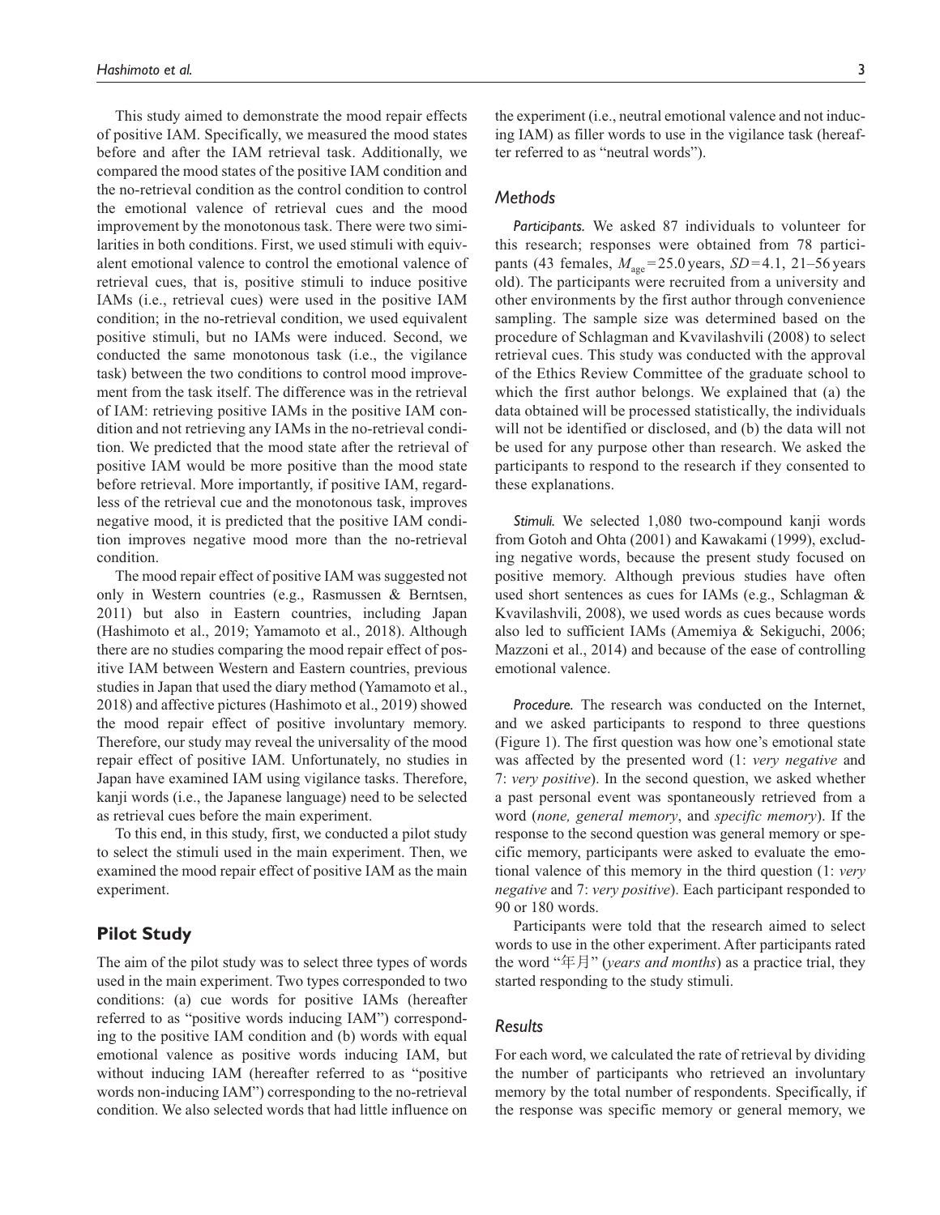This study aimed to demonstrate the mood repair effects of positive IAM. Specifically, we measured the mood states before and after the IAM retrieval task. Additionally, we compared the mood states of the positive IAM condition and the no-retrieval condition as the control condition to control the emotional valence of retrieval cues and the mood improvement by the monotonous task. There were two similarities in both conditions. First, we used stimuli with equivalent emotional valence to control the emotional valence of retrieval cues, that is, positive stimuli to induce positive IAMs (i.e., retrieval cues) were used in the positive IAM condition; in the no-retrieval condition, we used equivalent positive stimuli, but no IAMs were induced. Second, we conducted the same monotonous task (i.e., the vigilance task) between the two conditions to control mood improvement from the task itself. The difference was in the retrieval of IAM: retrieving positive IAMs in the positive IAM condition and not retrieving any IAMs in the no-retrieval condition. We predicted that the mood state after the retrieval of positive IAM would be more positive than the mood state before retrieval. More importantly, if positive IAM, regardless of the retrieval cue and the monotonous task, improves negative mood, it is predicted that the positive IAM condition improves negative mood more than the no-retrieval condition.

The mood repair effect of positive IAM was suggested not only in Western countries (e.g., Rasmussen & Berntsen, 2011) but also in Eastern countries, including Japan (Hashimoto et al., 2019; Yamamoto et al., 2018). Although there are no studies comparing the mood repair effect of positive IAM between Western and Eastern countries, previous studies in Japan that used the diary method (Yamamoto et al., 2018) and affective pictures (Hashimoto et al., 2019) showed the mood repair effect of positive involuntary memory. Therefore, our study may reveal the universality of the mood repair effect of positive IAM. Unfortunately, no studies in Japan have examined IAM using vigilance tasks. Therefore, kanji words (i.e., the Japanese language) need to be selected as retrieval cues before the main experiment.

To this end, in this study, first, we conducted a pilot study to select the stimuli used in the main experiment. Then, we examined the mood repair effect of positive IAM as the main experiment.

## Pilot Study

The aim of the pilot study was to select three types of words used in the main experiment. Two types corresponded to two conditions: (a) cue words for positive IAMs (hereafter referred to as "positive words inducing IAM") corresponding to the positive IAM condition and (b) words with equal emotional valence as positive words inducing IAM, but without inducing IAM (hereafter referred to as "positive words non-inducing IAM") corresponding to the no-retrieval condition. We also selected words that had little influence on the experiment (i.e., neutral emotional valence and not inducing IAM) as filler words to use in the vigilance task (hereafter referred to as "neutral words").

### Methods

***Participants.*** We asked 87 individuals to volunteer for this research; responses were obtained from 78 participants (43 females, $M_{age}$ = 25.0 years, $SD$ = 4.1, 21–56 years old). The participants were recruited from a university and other environments by the first author through convenience sampling. The sample size was determined based on the procedure of Schlagman and Kvavilashvili (2008) to select retrieval cues. This study was conducted with the approval of the Ethics Review Committee of the graduate school to which the first author belongs. We explained that (a) the data obtained will be processed statistically, the individuals will not be identified or disclosed, and (b) the data will not be used for any purpose other than research. We asked the participants to respond to the research if they consented to these explanations.

***Stimuli.*** We selected 1,080 two-compound kanji words from Gotoh and Ohta (2001) and Kawakami (1999), excluding negative words, because the present study focused on positive memory. Although previous studies have often used short sentences as cues for IAMs (e.g., Schlagman & Kvavilashvili, 2008), we used words as cues because words also led to sufficient IAMs (Amemiya & Sekiguchi, 2006; Mazzoni et al., 2014) and because of the ease of controlling emotional valence.

***Procedure.*** The research was conducted on the Internet, and we asked participants to respond to three questions (Figure 1). The first question was how one's emotional state was affected by the presented word (1: *very negative* and 7: *very positive*). In the second question, we asked whether a past personal event was spontaneously retrieved from a word (*none, general memory*, and *specific memory*). If the response to the second question was general memory or specific memory, participants were asked to evaluate the emotional valence of this memory in the third question (1: *very negative* and 7: *very positive*). Each participant responded to 90 or 180 words.

Participants were told that the research aimed to select words to use in the other experiment. After participants rated the word "年月" (*years and months*) as a practice trial, they started responding to the study stimuli.

### Results

For each word, we calculated the rate of retrieval by dividing the number of participants who retrieved an involuntary memory by the total number of respondents. Specifically, if the response was specific memory or general memory, we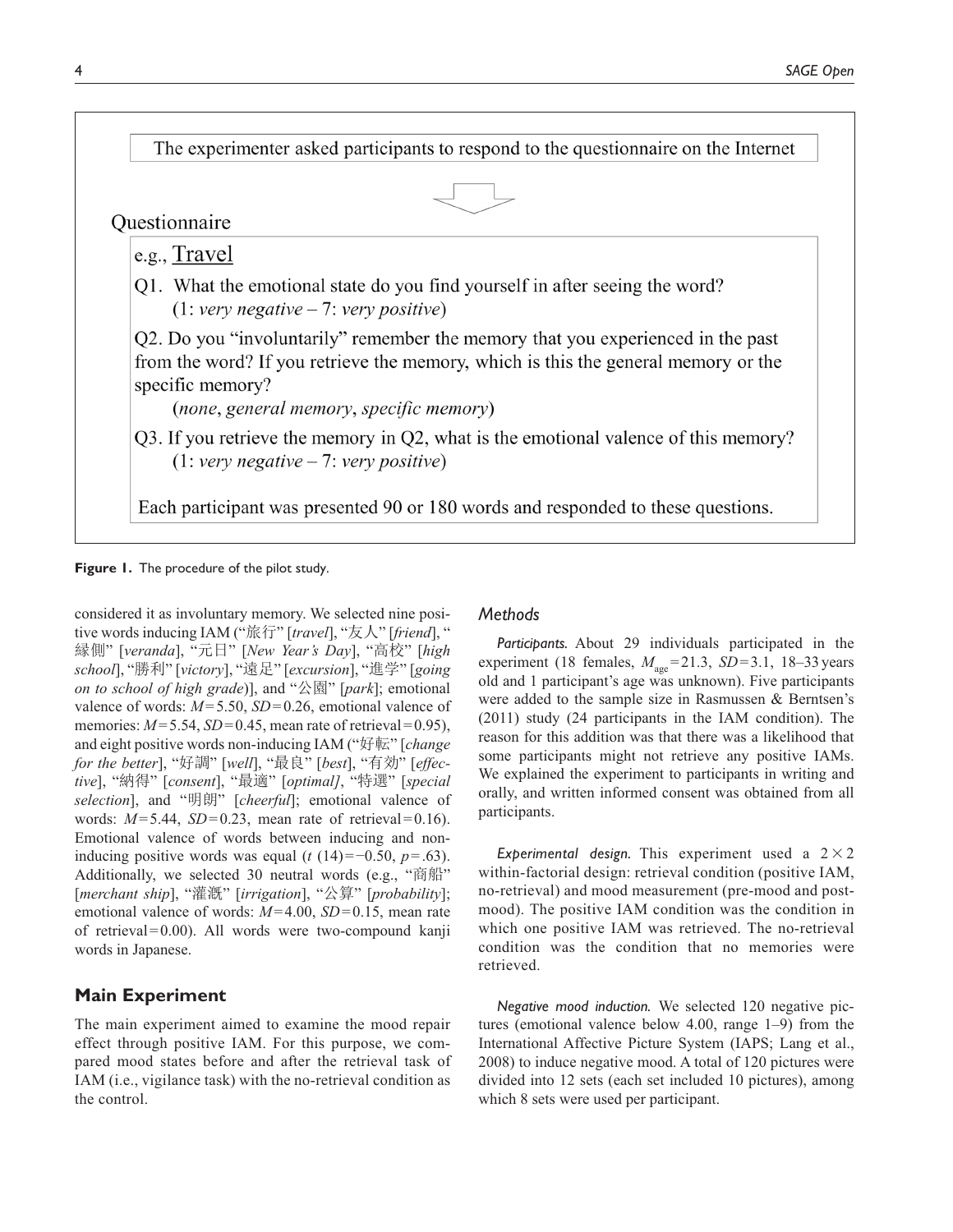The experimenter asked participants to respond to the questionnaire on the Internet

Questionnaire

e.g., Travel

Q1. What the emotional state do you find yourself in after seeing the word?
(1: *very negative* – 7: *very positive*)

Q2. Do you "involuntarily" remember the memory that you experienced in the past from the word? If you retrieve the memory, which is this the general memory or the specific memory?
(*none*, *general memory*, *specific memory*)

Q3. If you retrieve the memory in Q2, what is the emotional valence of this memory?
(1: *very negative* – 7: *very positive*)

Each participant was presented 90 or 180 words and responded to these questions.

**Figure 1.** The procedure of the pilot study.

considered it as involuntary memory. We selected nine positive words inducing IAM ("旅行" [*travel*], "友人" [*friend*], "縁側" [*veranda*], "元日" [*New Year's Day*], "高校" [*high school*], "勝利" [*victory*], "遠足" [*excursion*], "進学" [*going on to school of high grade*)], and "公園" [*park*]; emotional valence of words: $M = 5.50$, $SD = 0.26$, emotional valence of memories: $M = 5.54$, $SD = 0.45$, mean rate of retrieval = 0.95), and eight positive words non-inducing IAM ("好転" [*change for the better*], "好調" [*well*], "最良" [*best*], "有効" [*effective*], "納得" [*consent*], "最適" [*optimal]*, "特選" [*special selection*], and "明朗" [*cheerful*]; emotional valence of words: $M = 5.44$, $SD = 0.23$, mean rate of retrieval = 0.16). Emotional valence of words between inducing and non-inducing positive words was equal ($t\ (14) = -0.50$, $p = .63$). Additionally, we selected 30 neutral words (e.g., "商船" [*merchant ship*], "灌漑" [*irrigation*], "公算" [*probability*]; emotional valence of words: $M = 4.00$, $SD = 0.15$, mean rate of retrieval = 0.00). All words were two-compound kanji words in Japanese.

## Main Experiment

The main experiment aimed to examine the mood repair effect through positive IAM. For this purpose, we compared mood states before and after the retrieval task of IAM (i.e., vigilance task) with the no-retrieval condition as the control.

### *Methods*

*Participants.* About 29 individuals participated in the experiment (18 females, $M_{age} = 21.3$, $SD = 3.1$, 18–33 years old and 1 participant's age was unknown). Five participants were added to the sample size in Rasmussen & Berntsen's (2011) study (24 participants in the IAM condition). The reason for this addition was that there was a likelihood that some participants might not retrieve any positive IAMs. We explained the experiment to participants in writing and orally, and written informed consent was obtained from all participants.

*Experimental design.* This experiment used a 2 × 2 within-factorial design: retrieval condition (positive IAM, no-retrieval) and mood measurement (pre-mood and post-mood). The positive IAM condition was the condition in which one positive IAM was retrieved. The no-retrieval condition was the condition that no memories were retrieved.

*Negative mood induction.* We selected 120 negative pictures (emotional valence below 4.00, range 1–9) from the International Affective Picture System (IAPS; Lang et al., 2008) to induce negative mood. A total of 120 pictures were divided into 12 sets (each set included 10 pictures), among which 8 sets were used per participant.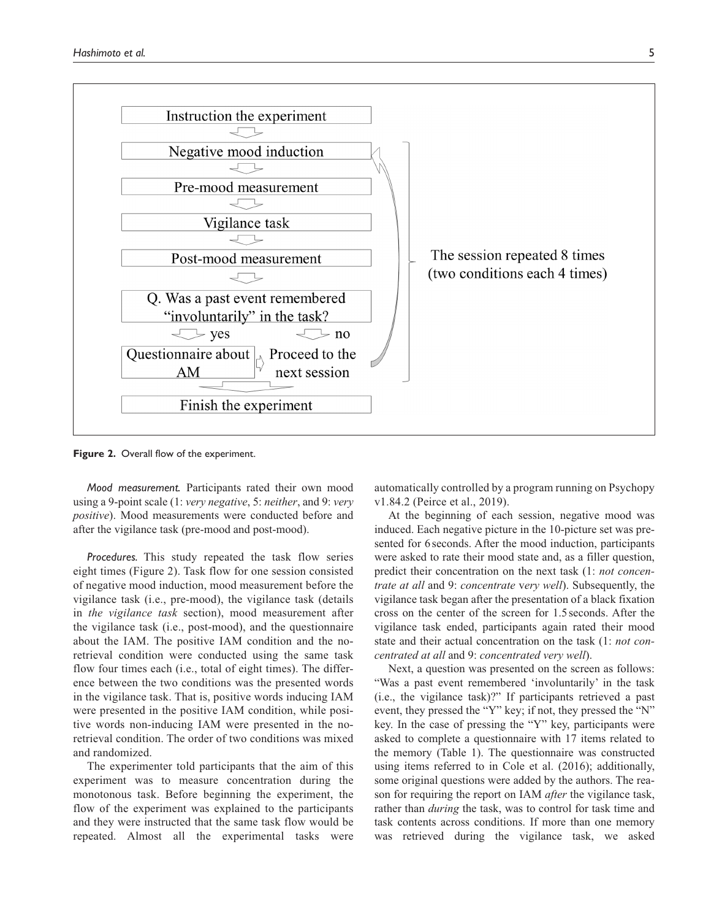Figure 2. Overall flow of the experiment.

*Mood measurement.* Participants rated their own mood using a 9-point scale (1: *very negative*, 5: *neither*, and 9: *very positive*). Mood measurements were conducted before and after the vigilance task (pre-mood and post-mood).

*Procedures.* This study repeated the task flow series eight times (Figure 2). Task flow for one session consisted of negative mood induction, mood measurement before the vigilance task (i.e., pre-mood), the vigilance task (details in *the vigilance task* section), mood measurement after the vigilance task (i.e., post-mood), and the questionnaire about the IAM. The positive IAM condition and the no-retrieval condition were conducted using the same task flow four times each (i.e., total of eight times). The difference between the two conditions was the presented words in the vigilance task. That is, positive words inducing IAM were presented in the positive IAM condition, while positive words non-inducing IAM were presented in the no-retrieval condition. The order of two conditions was mixed and randomized.

The experimenter told participants that the aim of this experiment was to measure concentration during the monotonous task. Before beginning the experiment, the flow of the experiment was explained to the participants and they were instructed that the same task flow would be repeated. Almost all the experimental tasks were automatically controlled by a program running on Psychopy v1.84.2 (Peirce et al., 2019).

At the beginning of each session, negative mood was induced. Each negative picture in the 10-picture set was presented for 6 seconds. After the mood induction, participants were asked to rate their mood state and, as a filler question, predict their concentration on the next task (1: *not concentrate at all* and 9: *concentrate very well*). Subsequently, the vigilance task began after the presentation of a black fixation cross on the center of the screen for 1.5 seconds. After the vigilance task ended, participants again rated their mood state and their actual concentration on the task (1: *not concentrated at all* and 9: *concentrated very well*).

Next, a question was presented on the screen as follows: "Was a past event remembered 'involuntarily' in the task (i.e., the vigilance task)?" If participants retrieved a past event, they pressed the "Y" key; if not, they pressed the "N" key. In the case of pressing the "Y" key, participants were asked to complete a questionnaire with 17 items related to the memory (Table 1). The questionnaire was constructed using items referred to in Cole et al. (2016); additionally, some original questions were added by the authors. The reason for requiring the report on IAM *after* the vigilance task, rather than *during* the task, was to control for task time and task contents across conditions. If more than one memory was retrieved during the vigilance task, we asked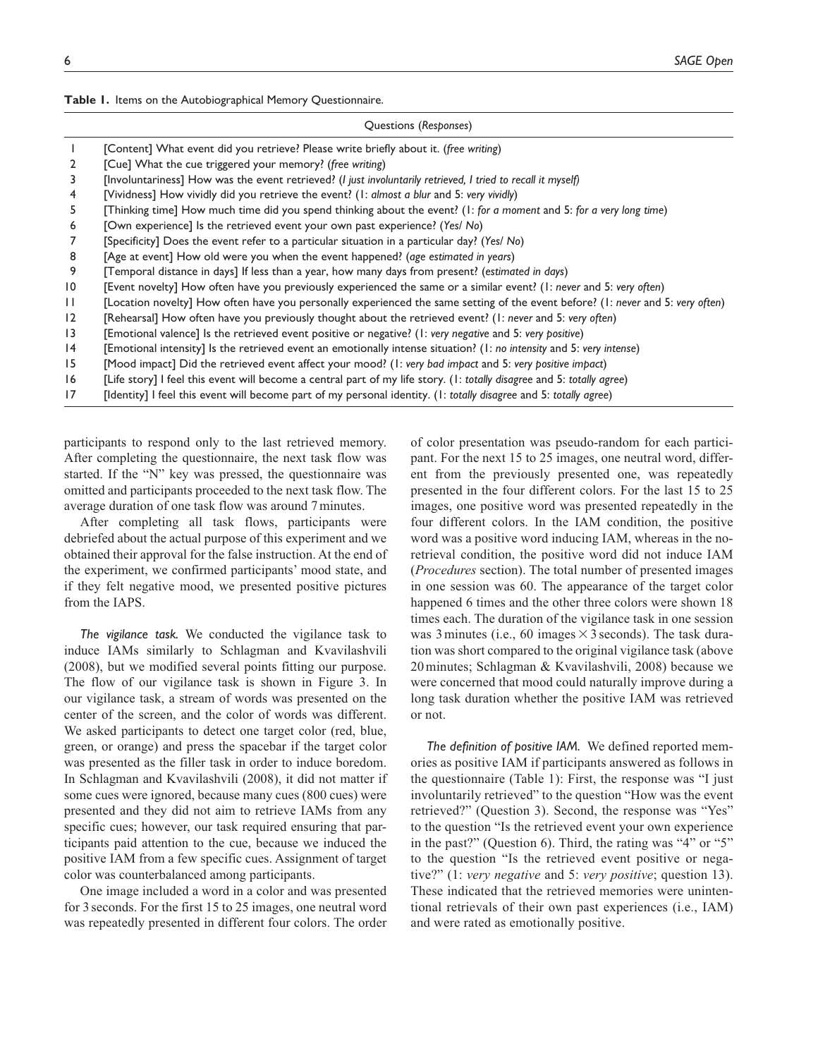**Table 1.** Items on the Autobiographical Memory Questionnaire.

| | Questions (*Responses*) |
|---|---|
| 1 | [Content] What event did you retrieve? Please write briefly about it. (*free writing*) |
| 2 | [Cue] What the cue triggered your memory? (*free writing*) |
| 3 | [Involuntariness] How was the event retrieved? (*I just involuntarily retrieved, I tried to recall it myself*) |
| 4 | [Vividness] How vividly did you retrieve the event? (1: *almost a blur* and 5: *very vividly*) |
| 5 | [Thinking time] How much time did you spend thinking about the event? (1: *for a moment* and 5: *for a very long time*) |
| 6 | [Own experience] Is the retrieved event your own past experience? (*Yes/ No*) |
| 7 | [Specificity] Does the event refer to a particular situation in a particular day? (*Yes/ No*) |
| 8 | [Age at event] How old were you when the event happened? (*age estimated in years*) |
| 9 | [Temporal distance in days] If less than a year, how many days from present? (*estimated in days*) |
| 10 | [Event novelty] How often have you previously experienced the same or a similar event? (1: *never* and 5: *very often*) |
| 11 | [Location novelty] How often have you personally experienced the same setting of the event before? (1: *never* and 5: *very often*) |
| 12 | [Rehearsal] How often have you previously thought about the retrieved event? (1: *never* and 5: *very often*) |
| 13 | [Emotional valence] Is the retrieved event positive or negative? (1: *very negative* and 5: *very positive*) |
| 14 | [Emotional intensity] Is the retrieved event an emotionally intense situation? (1: *no intensity* and 5: *very intense*) |
| 15 | [Mood impact] Did the retrieved event affect your mood? (1: *very bad impact* and 5: *very positive impact*) |
| 16 | [Life story] I feel this event will become a central part of my life story. (1: *totally disagree* and 5: *totally agree*) |
| 17 | [Identity] I feel this event will become part of my personal identity. (1: *totally disagree* and 5: *totally agree*) |

participants to respond only to the last retrieved memory. After completing the questionnaire, the next task flow was started. If the "N" key was pressed, the questionnaire was omitted and participants proceeded to the next task flow. The average duration of one task flow was around 7 minutes.

After completing all task flows, participants were debriefed about the actual purpose of this experiment and we obtained their approval for the false instruction. At the end of the experiment, we confirmed participants' mood state, and if they felt negative mood, we presented positive pictures from the IAPS.

*The vigilance task.* We conducted the vigilance task to induce IAMs similarly to Schlagman and Kvavilashvili (2008), but we modified several points fitting our purpose. The flow of our vigilance task is shown in Figure 3. In our vigilance task, a stream of words was presented on the center of the screen, and the color of words was different. We asked participants to detect one target color (red, blue, green, or orange) and press the spacebar if the target color was presented as the filler task in order to induce boredom. In Schlagman and Kvavilashvili (2008), it did not matter if some cues were ignored, because many cues (800 cues) were presented and they did not aim to retrieve IAMs from any specific cues; however, our task required ensuring that participants paid attention to the cue, because we induced the positive IAM from a few specific cues. Assignment of target color was counterbalanced among participants.

One image included a word in a color and was presented for 3 seconds. For the first 15 to 25 images, one neutral word was repeatedly presented in different four colors. The order of color presentation was pseudo-random for each participant. For the next 15 to 25 images, one neutral word, different from the previously presented one, was repeatedly presented in the four different colors. For the last 15 to 25 images, one positive word was presented repeatedly in the four different colors. In the IAM condition, the positive word was a positive word inducing IAM, whereas in the no-retrieval condition, the positive word did not induce IAM (*Procedures* section). The total number of presented images in one session was 60. The appearance of the target color happened 6 times and the other three colors were shown 18 times each. The duration of the vigilance task in one session was 3 minutes (i.e., 60 images $\times$ 3 seconds). The task duration was short compared to the original vigilance task (above 20 minutes; Schlagman & Kvavilashvili, 2008) because we were concerned that mood could naturally improve during a long task duration whether the positive IAM was retrieved or not.

*The definition of positive IAM.* We defined reported memories as positive IAM if participants answered as follows in the questionnaire (Table 1): First, the response was "I just involuntarily retrieved" to the question "How was the event retrieved?" (Question 3). Second, the response was "Yes" to the question "Is the retrieved event your own experience in the past?" (Question 6). Third, the rating was "4" or "5" to the question "Is the retrieved event positive or negative?" (1: *very negative* and 5: *very positive*; question 13). These indicated that the retrieved memories were unintentional retrievals of their own past experiences (i.e., IAM) and were rated as emotionally positive.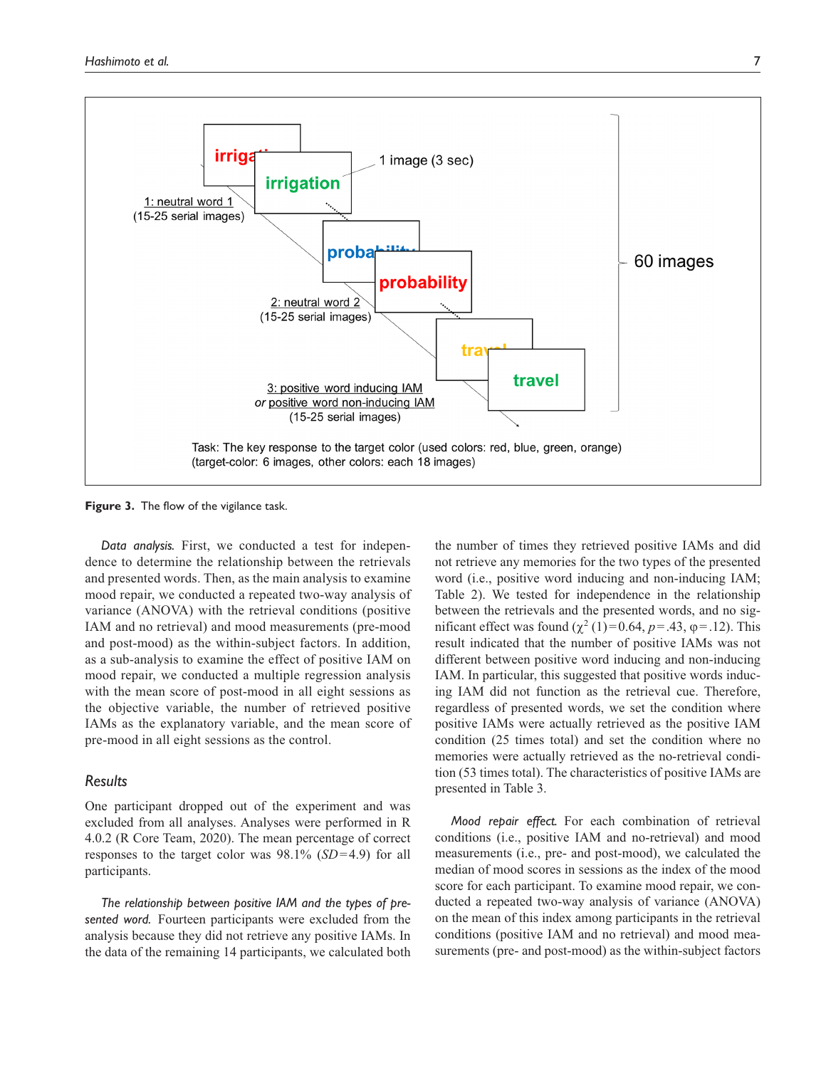**Figure 3.** The flow of the vigilance task.

*Data analysis.* First, we conducted a test for independence to determine the relationship between the retrievals and presented words. Then, as the main analysis to examine mood repair, we conducted a repeated two-way analysis of variance (ANOVA) with the retrieval conditions (positive IAM and no retrieval) and mood measurements (pre-mood and post-mood) as the within-subject factors. In addition, as a sub-analysis to examine the effect of positive IAM on mood repair, we conducted a multiple regression analysis with the mean score of post-mood in all eight sessions as the objective variable, the number of retrieved positive IAMs as the explanatory variable, and the mean score of pre-mood in all eight sessions as the control.

## Results

One participant dropped out of the experiment and was excluded from all analyses. Analyses were performed in R 4.0.2 (R Core Team, 2020). The mean percentage of correct responses to the target color was 98.1% (*SD*=4.9) for all participants.

*The relationship between positive IAM and the types of presented word.* Fourteen participants were excluded from the analysis because they did not retrieve any positive IAMs. In the data of the remaining 14 participants, we calculated both the number of times they retrieved positive IAMs and did not retrieve any memories for the two types of the presented word (i.e., positive word inducing and non-inducing IAM; Table 2). We tested for independence in the relationship between the retrievals and the presented words, and no significant effect was found ($\chi^2$ (1)=0.64, $p$=.43, $\varphi$=.12). This result indicated that the number of positive IAMs was not different between positive word inducing and non-inducing IAM. In particular, this suggested that positive words inducing IAM did not function as the retrieval cue. Therefore, regardless of presented words, we set the condition where positive IAMs were actually retrieved as the positive IAM condition (25 times total) and set the condition where no memories were actually retrieved as the no-retrieval condition (53 times total). The characteristics of positive IAMs are presented in Table 3.

*Mood repair effect.* For each combination of retrieval conditions (i.e., positive IAM and no-retrieval) and mood measurements (i.e., pre- and post-mood), we calculated the median of mood scores in sessions as the index of the mood score for each participant. To examine mood repair, we conducted a repeated two-way analysis of variance (ANOVA) on the mean of this index among participants in the retrieval conditions (positive IAM and no retrieval) and mood measurements (pre- and post-mood) as the within-subject factors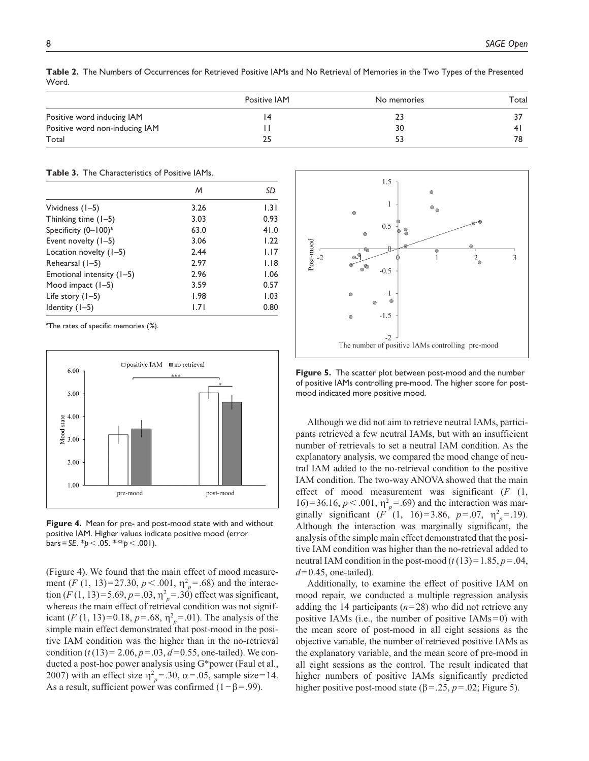**Table 2.** The Numbers of Occurrences for Retrieved Positive IAMs and No Retrieval of Memories in the Two Types of the Presented Word.

| | Positive IAM | No memories | Total |
|---|---|---|---|
| Positive word inducing IAM | 14 | 23 | 37 |
| Positive word non-inducing IAM | 11 | 30 | 41 |
| Total | 25 | 53 | 78 |

**Table 3.** The Characteristics of Positive IAMs.

| | *M* | *SD* |
|---|---|---|
| Vividness (1–5) | 3.26 | 1.31 |
| Thinking time (1–5) | 3.03 | 0.93 |
| Specificity (0–100)[a] | 63.0 | 41.0 |
| Event novelty (1–5) | 3.06 | 1.22 |
| Location novelty (1–5) | 2.44 | 1.17 |
| Rehearsal (1–5) | 2.97 | 1.18 |
| Emotional intensity (1–5) | 2.96 | 1.06 |
| Mood impact (1–5) | 3.59 | 0.57 |
| Life story (1–5) | 1.98 | 1.03 |
| Identity (1–5) | 1.71 | 0.80 |

[a]The rates of specific memories (%).

**Figure 4.** Mean for pre- and post-mood state with and without positive IAM. Higher values indicate positive mood (error bars = *SE*. \**p* < .05. \*\*\**p* < .001).

(Figure 4). We found that the main effect of mood measurement ($F$ (1, 13) = 27.30, $p$ < .001, $\eta^2_p$ = .68) and the interaction ($F$ (1, 13) = 5.69, $p$ = .03, $\eta^2_p$ = .30) effect was significant, whereas the main effect of retrieval condition was not significant ($F$ (1, 13) = 0.18, $p$ = .68, $\eta^2_p$ = .01). The analysis of the simple main effect demonstrated that post-mood in the positive IAM condition was the higher than in the no-retrieval condition ($t$ (13) = 2.06, $p$ = .03, $d$ = 0.55, one-tailed). We conducted a post-hoc power analysis using G\*power (Faul et al., 2007) with an effect size $\eta^2_p$ = .30, $\alpha$ = .05, sample size = 14. As a result, sufficient power was confirmed ($1 - \beta$ = .99).

**Figure 5.** The scatter plot between post-mood and the number of positive IAMs controlling pre-mood. The higher score for post-mood indicated more positive mood.

Although we did not aim to retrieve neutral IAMs, participants retrieved a few neutral IAMs, but with an insufficient number of retrievals to set a neutral IAM condition. As the explanatory analysis, we compared the mood change of neutral IAM added to the no-retrieval condition to the positive IAM condition. The two-way ANOVA showed that the main effect of mood measurement was significant ($F$ (1, 16) = 36.16, $p$ < .001, $\eta^2_p$ = .69) and the interaction was marginally significant ($F$ (1, 16) = 3.86, $p$ = .07, $\eta^2_p$ = .19). Although the interaction was marginally significant, the analysis of the simple main effect demonstrated that the positive IAM condition was higher than the no-retrieval added to neutral IAM condition in the post-mood ($t$ (13) = 1.85, $p$ = .04, $d$ = 0.45, one-tailed).

Additionally, to examine the effect of positive IAM on mood repair, we conducted a multiple regression analysis adding the 14 participants ($n$ = 28) who did not retrieve any positive IAMs (i.e., the number of positive IAMs = 0) with the mean score of post-mood in all eight sessions as the objective variable, the number of retrieved positive IAMs as the explanatory variable, and the mean score of pre-mood in all eight sessions as the control. The result indicated that higher numbers of positive IAMs significantly predicted higher positive post-mood state ($\beta$ = .25, $p$ = .02; Figure 5).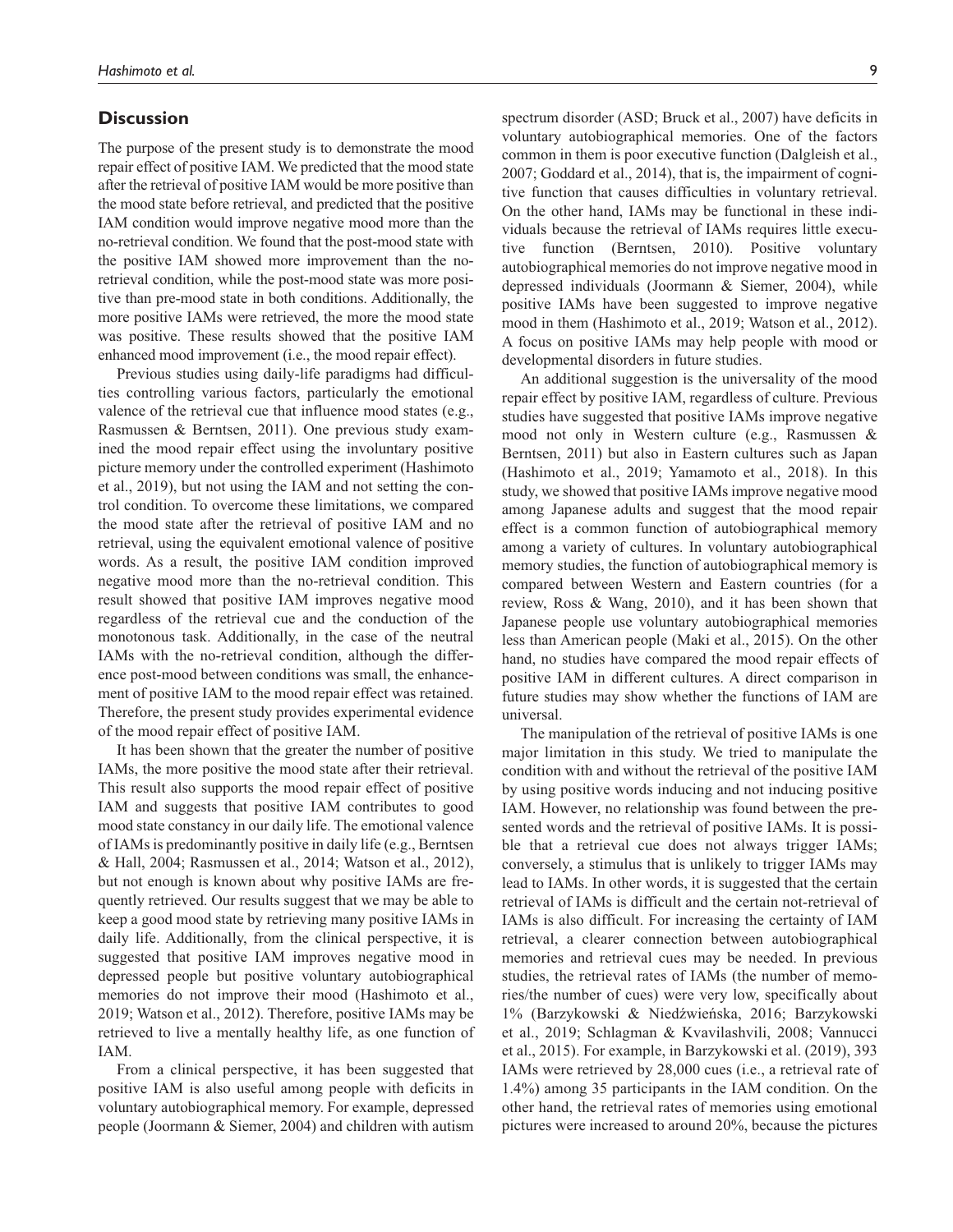## Discussion

The purpose of the present study is to demonstrate the mood repair effect of positive IAM. We predicted that the mood state after the retrieval of positive IAM would be more positive than the mood state before retrieval, and predicted that the positive IAM condition would improve negative mood more than the no-retrieval condition. We found that the post-mood state with the positive IAM showed more improvement than the no-retrieval condition, while the post-mood state was more positive than pre-mood state in both conditions. Additionally, the more positive IAMs were retrieved, the more the mood state was positive. These results showed that the positive IAM enhanced mood improvement (i.e., the mood repair effect).

Previous studies using daily-life paradigms had difficulties controlling various factors, particularly the emotional valence of the retrieval cue that influence mood states (e.g., Rasmussen & Berntsen, 2011). One previous study examined the mood repair effect using the involuntary positive picture memory under the controlled experiment (Hashimoto et al., 2019), but not using the IAM and not setting the control condition. To overcome these limitations, we compared the mood state after the retrieval of positive IAM and no retrieval, using the equivalent emotional valence of positive words. As a result, the positive IAM condition improved negative mood more than the no-retrieval condition. This result showed that positive IAM improves negative mood regardless of the retrieval cue and the conduction of the monotonous task. Additionally, in the case of the neutral IAMs with the no-retrieval condition, although the difference post-mood between conditions was small, the enhancement of positive IAM to the mood repair effect was retained. Therefore, the present study provides experimental evidence of the mood repair effect of positive IAM.

It has been shown that the greater the number of positive IAMs, the more positive the mood state after their retrieval. This result also supports the mood repair effect of positive IAM and suggests that positive IAM contributes to good mood state constancy in our daily life. The emotional valence of IAMs is predominantly positive in daily life (e.g., Berntsen & Hall, 2004; Rasmussen et al., 2014; Watson et al., 2012), but not enough is known about why positive IAMs are frequently retrieved. Our results suggest that we may be able to keep a good mood state by retrieving many positive IAMs in daily life. Additionally, from the clinical perspective, it is suggested that positive IAM improves negative mood in depressed people but positive voluntary autobiographical memories do not improve their mood (Hashimoto et al., 2019; Watson et al., 2012). Therefore, positive IAMs may be retrieved to live a mentally healthy life, as one function of IAM.

From a clinical perspective, it has been suggested that positive IAM is also useful among people with deficits in voluntary autobiographical memory. For example, depressed people (Joormann & Siemer, 2004) and children with autism spectrum disorder (ASD; Bruck et al., 2007) have deficits in voluntary autobiographical memories. One of the factors common in them is poor executive function (Dalgleish et al., 2007; Goddard et al., 2014), that is, the impairment of cognitive function that causes difficulties in voluntary retrieval. On the other hand, IAMs may be functional in these individuals because the retrieval of IAMs requires little executive function (Berntsen, 2010). Positive voluntary autobiographical memories do not improve negative mood in depressed individuals (Joormann & Siemer, 2004), while positive IAMs have been suggested to improve negative mood in them (Hashimoto et al., 2019; Watson et al., 2012). A focus on positive IAMs may help people with mood or developmental disorders in future studies.

An additional suggestion is the universality of the mood repair effect by positive IAM, regardless of culture. Previous studies have suggested that positive IAMs improve negative mood not only in Western culture (e.g., Rasmussen & Berntsen, 2011) but also in Eastern cultures such as Japan (Hashimoto et al., 2019; Yamamoto et al., 2018). In this study, we showed that positive IAMs improve negative mood among Japanese adults and suggest that the mood repair effect is a common function of autobiographical memory among a variety of cultures. In voluntary autobiographical memory studies, the function of autobiographical memory is compared between Western and Eastern countries (for a review, Ross & Wang, 2010), and it has been shown that Japanese people use voluntary autobiographical memories less than American people (Maki et al., 2015). On the other hand, no studies have compared the mood repair effects of positive IAM in different cultures. A direct comparison in future studies may show whether the functions of IAM are universal.

The manipulation of the retrieval of positive IAMs is one major limitation in this study. We tried to manipulate the condition with and without the retrieval of the positive IAM by using positive words inducing and not inducing positive IAM. However, no relationship was found between the presented words and the retrieval of positive IAMs. It is possible that a retrieval cue does not always trigger IAMs; conversely, a stimulus that is unlikely to trigger IAMs may lead to IAMs. In other words, it is suggested that the certain retrieval of IAMs is difficult and the certain not-retrieval of IAMs is also difficult. For increasing the certainty of IAM retrieval, a clearer connection between autobiographical memories and retrieval cues may be needed. In previous studies, the retrieval rates of IAMs (the number of memories/the number of cues) were very low, specifically about 1% (Barzykowski & Niedźwieńska, 2016; Barzykowski et al., 2019; Schlagman & Kvavilashvili, 2008; Vannucci et al., 2015). For example, in Barzykowski et al. (2019), 393 IAMs were retrieved by 28,000 cues (i.e., a retrieval rate of 1.4%) among 35 participants in the IAM condition. On the other hand, the retrieval rates of memories using emotional pictures were increased to around 20%, because the pictures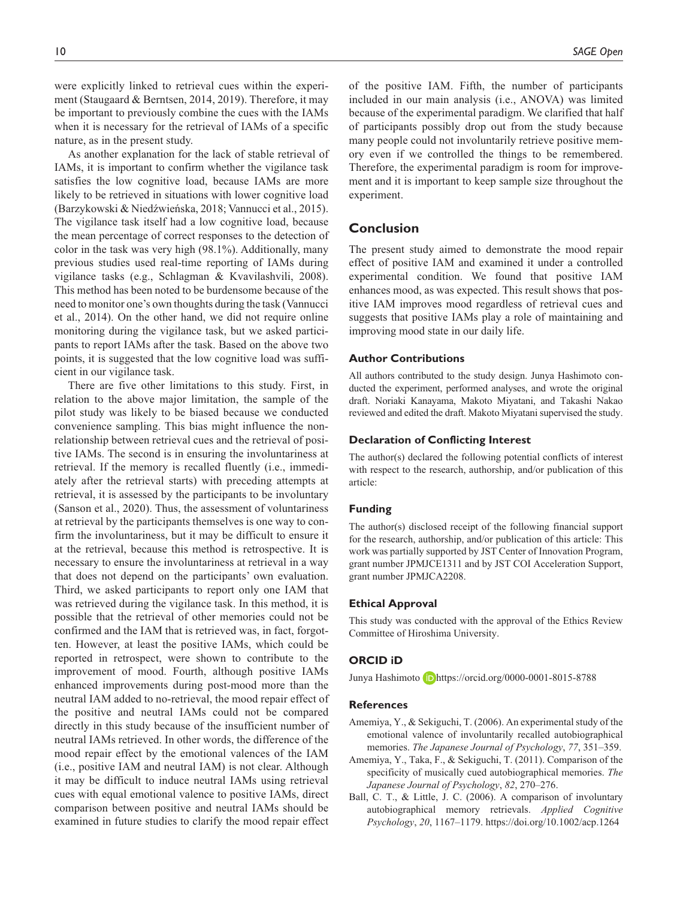were explicitly linked to retrieval cues within the experiment (Staugaard & Berntsen, 2014, 2019). Therefore, it may be important to previously combine the cues with the IAMs when it is necessary for the retrieval of IAMs of a specific nature, as in the present study.

As another explanation for the lack of stable retrieval of IAMs, it is important to confirm whether the vigilance task satisfies the low cognitive load, because IAMs are more likely to be retrieved in situations with lower cognitive load (Barzykowski & Niedźwieńska, 2018; Vannucci et al., 2015). The vigilance task itself had a low cognitive load, because the mean percentage of correct responses to the detection of color in the task was very high (98.1%). Additionally, many previous studies used real-time reporting of IAMs during vigilance tasks (e.g., Schlagman & Kvavilashvili, 2008). This method has been noted to be burdensome because of the need to monitor one's own thoughts during the task (Vannucci et al., 2014). On the other hand, we did not require online monitoring during the vigilance task, but we asked participants to report IAMs after the task. Based on the above two points, it is suggested that the low cognitive load was sufficient in our vigilance task.

There are five other limitations to this study. First, in relation to the above major limitation, the sample of the pilot study was likely to be biased because we conducted convenience sampling. This bias might influence the nonrelationship between retrieval cues and the retrieval of positive IAMs. The second is in ensuring the involuntariness at retrieval. If the memory is recalled fluently (i.e., immediately after the retrieval starts) with preceding attempts at retrieval, it is assessed by the participants to be involuntary (Sanson et al., 2020). Thus, the assessment of voluntariness at retrieval by the participants themselves is one way to confirm the involuntariness, but it may be difficult to ensure it at the retrieval, because this method is retrospective. It is necessary to ensure the involuntariness at retrieval in a way that does not depend on the participants' own evaluation. Third, we asked participants to report only one IAM that was retrieved during the vigilance task. In this method, it is possible that the retrieval of other memories could not be confirmed and the IAM that is retrieved was, in fact, forgotten. However, at least the positive IAMs, which could be reported in retrospect, were shown to contribute to the improvement of mood. Fourth, although positive IAMs enhanced improvements during post-mood more than the neutral IAM added to no-retrieval, the mood repair effect of the positive and neutral IAMs could not be compared directly in this study because of the insufficient number of neutral IAMs retrieved. In other words, the difference of the mood repair effect by the emotional valences of the IAM (i.e., positive IAM and neutral IAM) is not clear. Although it may be difficult to induce neutral IAMs using retrieval cues with equal emotional valence to positive IAMs, direct comparison between positive and neutral IAMs should be examined in future studies to clarify the mood repair effect of the positive IAM. Fifth, the number of participants included in our main analysis (i.e., ANOVA) was limited because of the experimental paradigm. We clarified that half of participants possibly drop out from the study because many people could not involuntarily retrieve positive memory even if we controlled the things to be remembered. Therefore, the experimental paradigm is room for improvement and it is important to keep sample size throughout the experiment.

## Conclusion

The present study aimed to demonstrate the mood repair effect of positive IAM and examined it under a controlled experimental condition. We found that positive IAM enhances mood, as was expected. This result shows that positive IAM improves mood regardless of retrieval cues and suggests that positive IAMs play a role of maintaining and improving mood state in our daily life.

### Author Contributions

All authors contributed to the study design. Junya Hashimoto conducted the experiment, performed analyses, and wrote the original draft. Noriaki Kanayama, Makoto Miyatani, and Takashi Nakao reviewed and edited the draft. Makoto Miyatani supervised the study.

### Declaration of Conflicting Interest

The author(s) declared the following potential conflicts of interest with respect to the research, authorship, and/or publication of this article:

### Funding

The author(s) disclosed receipt of the following financial support for the research, authorship, and/or publication of this article: This work was partially supported by JST Center of Innovation Program, grant number JPMJCE1311 and by JST COI Acceleration Support, grant number JPMJCA2208.

### Ethical Approval

This study was conducted with the approval of the Ethics Review Committee of Hiroshima University.

### ORCID iD

Junya Hashimoto https://orcid.org/0000-0001-8015-8788

### References

Amemiya, Y., & Sekiguchi, T. (2006). An experimental study of the emotional valence of involuntarily recalled autobiographical memories. *The Japanese Journal of Psychology*, *77*, 351–359.

Amemiya, Y., Taka, F., & Sekiguchi, T. (2011). Comparison of the specificity of musically cued autobiographical memories. *The Japanese Journal of Psychology*, *82*, 270–276.

Ball, C. T., & Little, J. C. (2006). A comparison of involuntary autobiographical memory retrievals. *Applied Cognitive Psychology*, *20*, 1167–1179. https://doi.org/10.1002/acp.1264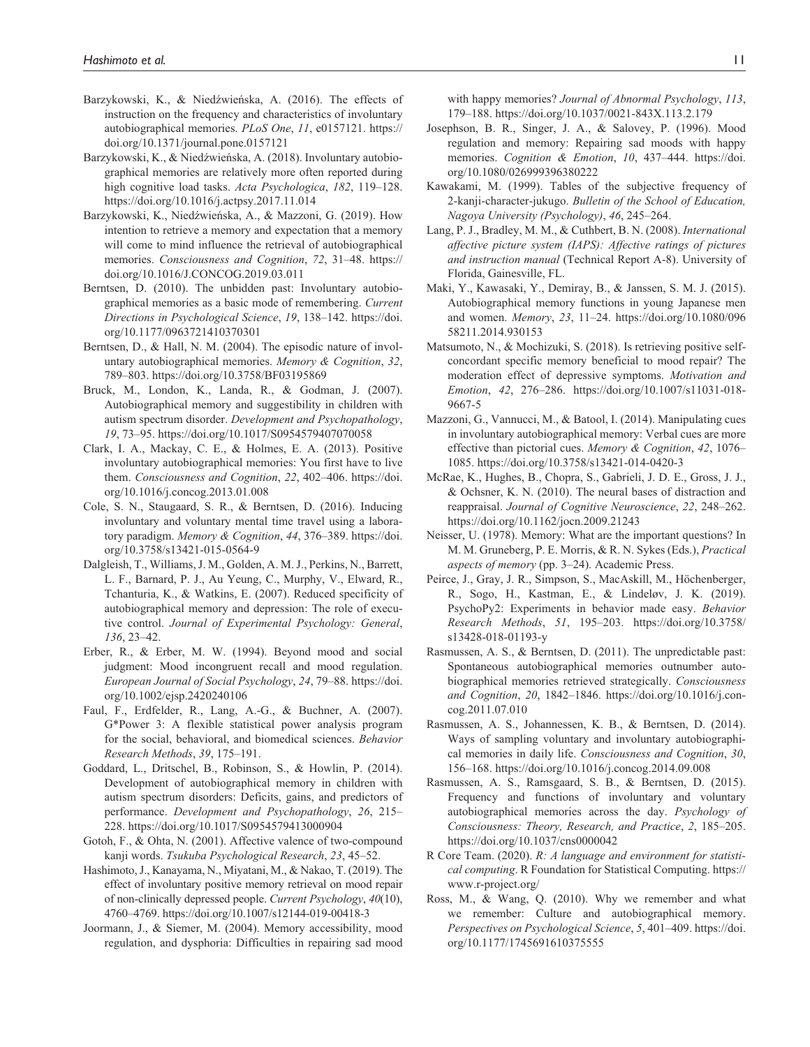Barzykowski, K., & Niedźwieńska, A. (2016). The effects of instruction on the frequency and characteristics of involuntary autobiographical memories. *PLoS One*, *11*, e0157121. https://doi.org/10.1371/journal.pone.0157121

Barzykowski, K., & Niedźwieńska, A. (2018). Involuntary autobiographical memories are relatively more often reported during high cognitive load tasks. *Acta Psychologica*, *182*, 119–128. https://doi.org/10.1016/j.actpsy.2017.11.014

Barzykowski, K., Niedźwieńska, A., & Mazzoni, G. (2019). How intention to retrieve a memory and expectation that a memory will come to mind influence the retrieval of autobiographical memories. *Consciousness and Cognition*, *72*, 31–48. https://doi.org/10.1016/J.CONCOG.2019.03.011

Berntsen, D. (2010). The unbidden past: Involuntary autobiographical memories as a basic mode of remembering. *Current Directions in Psychological Science*, *19*, 138–142. https://doi.org/10.1177/0963721410370301

Berntsen, D., & Hall, N. M. (2004). The episodic nature of involuntary autobiographical memories. *Memory & Cognition*, *32*, 789–803. https://doi.org/10.3758/BF03195869

Bruck, M., London, K., Landa, R., & Godman, J. (2007). Autobiographical memory and suggestibility in children with autism spectrum disorder. *Development and Psychopathology*, *19*, 73–95. https://doi.org/10.1017/S0954579407070058

Clark, I. A., Mackay, C. E., & Holmes, E. A. (2013). Positive involuntary autobiographical memories: You first have to live them. *Consciousness and Cognition*, *22*, 402–406. https://doi.org/10.1016/j.concog.2013.01.008

Cole, S. N., Staugaard, S. R., & Berntsen, D. (2016). Inducing involuntary and voluntary mental time travel using a laboratory paradigm. *Memory & Cognition*, *44*, 376–389. https://doi.org/10.3758/s13421-015-0564-9

Dalgleish, T., Williams, J. M., Golden, A. M. J., Perkins, N., Barrett, L. F., Barnard, P. J., Au Yeung, C., Murphy, V., Elward, R., Tchanturia, K., & Watkins, E. (2007). Reduced specificity of autobiographical memory and depression: The role of executive control. *Journal of Experimental Psychology: General*, *136*, 23–42.

Erber, R., & Erber, M. W. (1994). Beyond mood and social judgment: Mood incongruent recall and mood regulation. *European Journal of Social Psychology*, *24*, 79–88. https://doi.org/10.1002/ejsp.2420240106

Faul, F., Erdfelder, R., Lang, A.-G., & Buchner, A. (2007). G*Power 3: A flexible statistical power analysis program for the social, behavioral, and biomedical sciences. *Behavior Research Methods*, *39*, 175–191.

Goddard, L., Dritschel, B., Robinson, S., & Howlin, P. (2014). Development of autobiographical memory in children with autism spectrum disorders: Deficits, gains, and predictors of performance. *Development and Psychopathology*, *26*, 215–228. https://doi.org/10.1017/S0954579413000904

Gotoh, F., & Ohta, N. (2001). Affective valence of two-compound kanji words. *Tsukuba Psychological Research*, *23*, 45–52.

Hashimoto, J., Kanayama, N., Miyatani, M., & Nakao, T. (2019). The effect of involuntary positive memory retrieval on mood repair of non-clinically depressed people. *Current Psychology*, *40*(10), 4760–4769. https://doi.org/10.1007/s12144-019-00418-3

Joormann, J., & Siemer, M. (2004). Memory accessibility, mood regulation, and dysphoria: Difficulties in repairing sad mood with happy memories? *Journal of Abnormal Psychology*, *113*, 179–188. https://doi.org/10.1037/0021-843X.113.2.179

Josephson, B. R., Singer, J. A., & Salovey, P. (1996). Mood regulation and memory: Repairing sad moods with happy memories. *Cognition & Emotion*, *10*, 437–444. https://doi.org/10.1080/026999396380222

Kawakami, M. (1999). Tables of the subjective frequency of 2-kanji-character-jukugo. *Bulletin of the School of Education, Nagoya University (Psychology)*, *46*, 245–264.

Lang, P. J., Bradley, M. M., & Cuthbert, B. N. (2008). *International affective picture system (IAPS): Affective ratings of pictures and instruction manual* (Technical Report A-8). University of Florida, Gainesville, FL.

Maki, Y., Kawasaki, Y., Demiray, B., & Janssen, S. M. J. (2015). Autobiographical memory functions in young Japanese men and women. *Memory*, *23*, 11–24. https://doi.org/10.1080/09658211.2014.930153

Matsumoto, N., & Mochizuki, S. (2018). Is retrieving positive self-concordant specific memory beneficial to mood repair? The moderation effect of depressive symptoms. *Motivation and Emotion*, *42*, 276–286. https://doi.org/10.1007/s11031-018-9667-5

Mazzoni, G., Vannucci, M., & Batool, I. (2014). Manipulating cues in involuntary autobiographical memory: Verbal cues are more effective than pictorial cues. *Memory & Cognition*, *42*, 1076–1085. https://doi.org/10.3758/s13421-014-0420-3

McRae, K., Hughes, B., Chopra, S., Gabrieli, J. D. E., Gross, J. J., & Ochsner, K. N. (2010). The neural bases of distraction and reappraisal. *Journal of Cognitive Neuroscience*, *22*, 248–262. https://doi.org/10.1162/jocn.2009.21243

Neisser, U. (1978). Memory: What are the important questions? In M. M. Gruneberg, P. E. Morris, & R. N. Sykes (Eds.), *Practical aspects of memory* (pp. 3–24). Academic Press.

Peirce, J., Gray, J. R., Simpson, S., MacAskill, M., Höchenberger, R., Sogo, H., Kastman, E., & Lindeløv, J. K. (2019). PsychoPy2: Experiments in behavior made easy. *Behavior Research Methods*, *51*, 195–203. https://doi.org/10.3758/s13428-018-01193-y

Rasmussen, A. S., & Berntsen, D. (2011). The unpredictable past: Spontaneous autobiographical memories outnumber autobiographical memories retrieved strategically. *Consciousness and Cognition*, *20*, 1842–1846. https://doi.org/10.1016/j.concog.2011.07.010

Rasmussen, A. S., Johannessen, K. B., & Berntsen, D. (2014). Ways of sampling voluntary and involuntary autobiographical memories in daily life. *Consciousness and Cognition*, *30*, 156–168. https://doi.org/10.1016/j.concog.2014.09.008

Rasmussen, A. S., Ramsgaard, S. B., & Berntsen, D. (2015). Frequency and functions of involuntary and voluntary autobiographical memories across the day. *Psychology of Consciousness: Theory, Research, and Practice*, *2*, 185–205. https://doi.org/10.1037/cns0000042

R Core Team. (2020). *R: A language and environment for statistical computing*. R Foundation for Statistical Computing. https://www.r-project.org/

Ross, M., & Wang, Q. (2010). Why we remember and what we remember: Culture and autobiographical memory. *Perspectives on Psychological Science*, *5*, 401–409. https://doi.org/10.1177/1745691610375555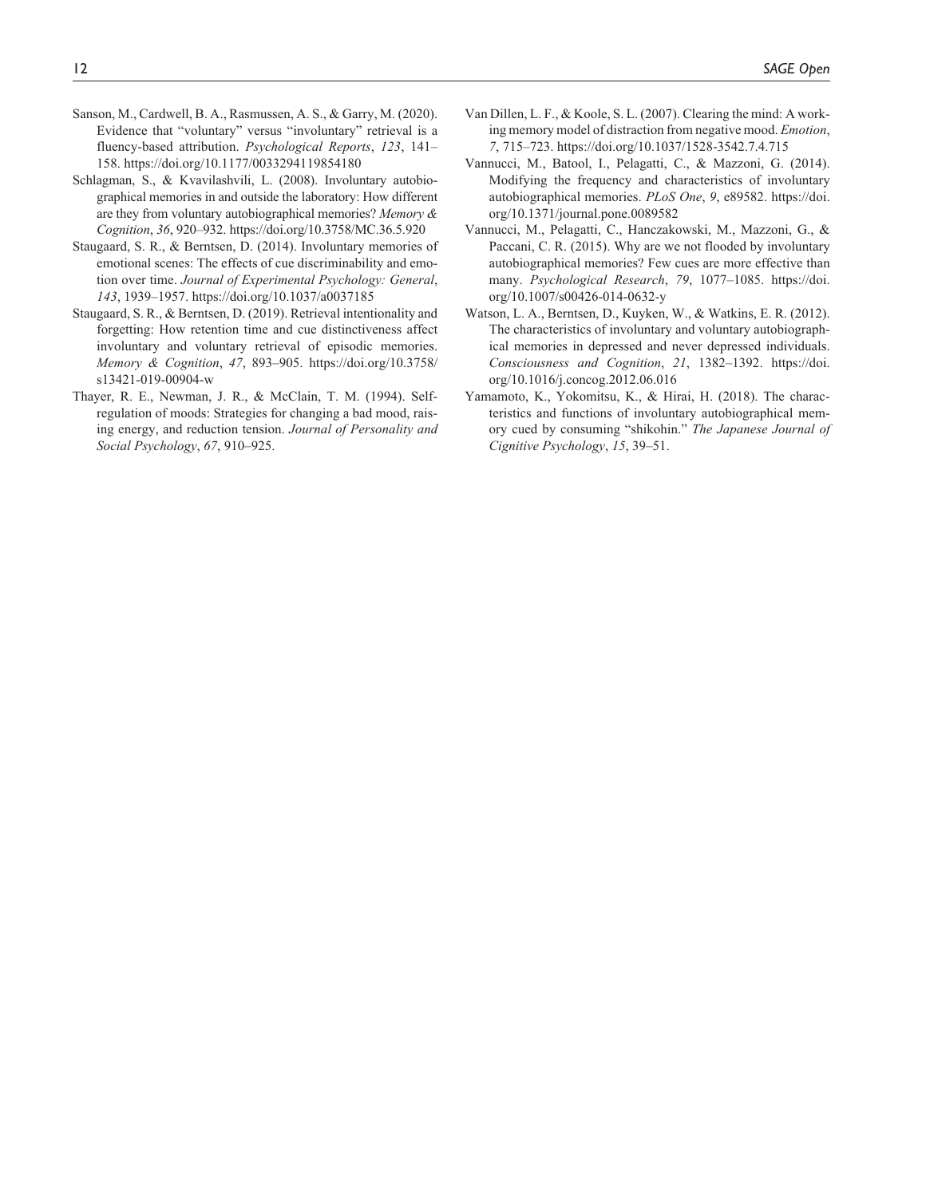Sanson, M., Cardwell, B. A., Rasmussen, A. S., & Garry, M. (2020). Evidence that "voluntary" versus "involuntary" retrieval is a fluency-based attribution. *Psychological Reports*, *123*, 141–158. https://doi.org/10.1177/0033294119854180

Schlagman, S., & Kvavilashvili, L. (2008). Involuntary autobiographical memories in and outside the laboratory: How different are they from voluntary autobiographical memories? *Memory & Cognition*, *36*, 920–932. https://doi.org/10.3758/MC.36.5.920

Staugaard, S. R., & Berntsen, D. (2014). Involuntary memories of emotional scenes: The effects of cue discriminability and emotion over time. *Journal of Experimental Psychology: General*, *143*, 1939–1957. https://doi.org/10.1037/a0037185

Staugaard, S. R., & Berntsen, D. (2019). Retrieval intentionality and forgetting: How retention time and cue distinctiveness affect involuntary and voluntary retrieval of episodic memories. *Memory & Cognition*, *47*, 893–905. https://doi.org/10.3758/s13421-019-00904-w

Thayer, R. E., Newman, J. R., & McClain, T. M. (1994). Self-regulation of moods: Strategies for changing a bad mood, raising energy, and reduction tension. *Journal of Personality and Social Psychology*, *67*, 910–925.

Van Dillen, L. F., & Koole, S. L. (2007). Clearing the mind: A working memory model of distraction from negative mood. *Emotion*, *7*, 715–723. https://doi.org/10.1037/1528-3542.7.4.715

Vannucci, M., Batool, I., Pelagatti, C., & Mazzoni, G. (2014). Modifying the frequency and characteristics of involuntary autobiographical memories. *PLoS One*, *9*, e89582. https://doi.org/10.1371/journal.pone.0089582

Vannucci, M., Pelagatti, C., Hanczakowski, M., Mazzoni, G., & Paccani, C. R. (2015). Why are we not flooded by involuntary autobiographical memories? Few cues are more effective than many. *Psychological Research*, *79*, 1077–1085. https://doi.org/10.1007/s00426-014-0632-y

Watson, L. A., Berntsen, D., Kuyken, W., & Watkins, E. R. (2012). The characteristics of involuntary and voluntary autobiographical memories in depressed and never depressed individuals. *Consciousness and Cognition*, *21*, 1382–1392. https://doi.org/10.1016/j.concog.2012.06.016

Yamamoto, K., Yokomitsu, K., & Hirai, H. (2018). The characteristics and functions of involuntary autobiographical memory cued by consuming "shikohin." *The Japanese Journal of Cignitive Psychology*, *15*, 39–51.